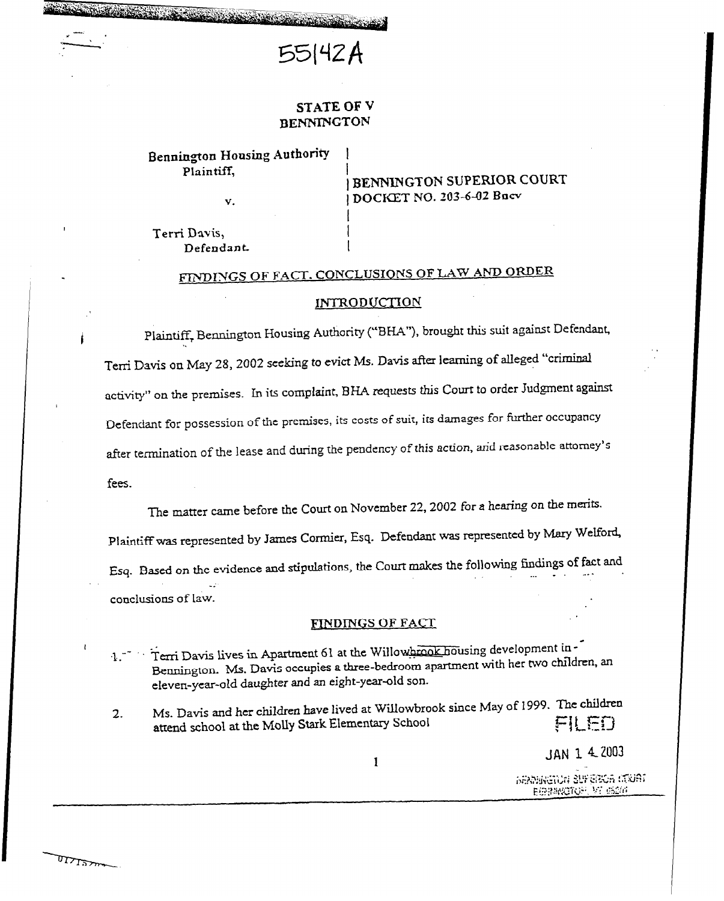55142A

STATE OF V
BENNINGTON

Bennington Housing Authority
Plaintiff,

v.

Terri Davis,
Defendant.

BENNINGTON SUPERIOR COURT
DOCKET NO. 203-6-02 Bncv

## FINDINGS OF FACT, CONCLUSIONS OF LAW AND ORDER

### INTRODUCTION

Plaintiff, Bennington Housing Authority ("BHA"), brought this suit against Defendant, Terri Davis on May 28, 2002 seeking to evict Ms. Davis after learning of alleged "criminal activity" on the premises. In its complaint, BHA requests this Court to order Judgment against Defendant for possession of the premises, its costs of suit, its damages for further occupancy after termination of the lease and during the pendency of this action, and reasonable attorney's fees.

The matter came before the Court on November 22, 2002 for a hearing on the merits. Plaintiff was represented by James Cormier, Esq. Defendant was represented by Mary Welford, Esq. Based on the evidence and stipulations, the Court makes the following findings of fact and conclusions of law.

### FINDINGS OF FACT

1. Terri Davis lives in Apartment 61 at the Willowbrook housing development in Bennington. Ms. Davis occupies a three-bedroom apartment with her two children, an eleven-year-old daughter and an eight-year-old son.

2. Ms. Davis and her children have lived at Willowbrook since May of 1999. The children attend school at the Molly Stark Elementary School

FILED
JAN 14 2003
BENNINGTON SUPERIOR COURT
BENNINGTON, VT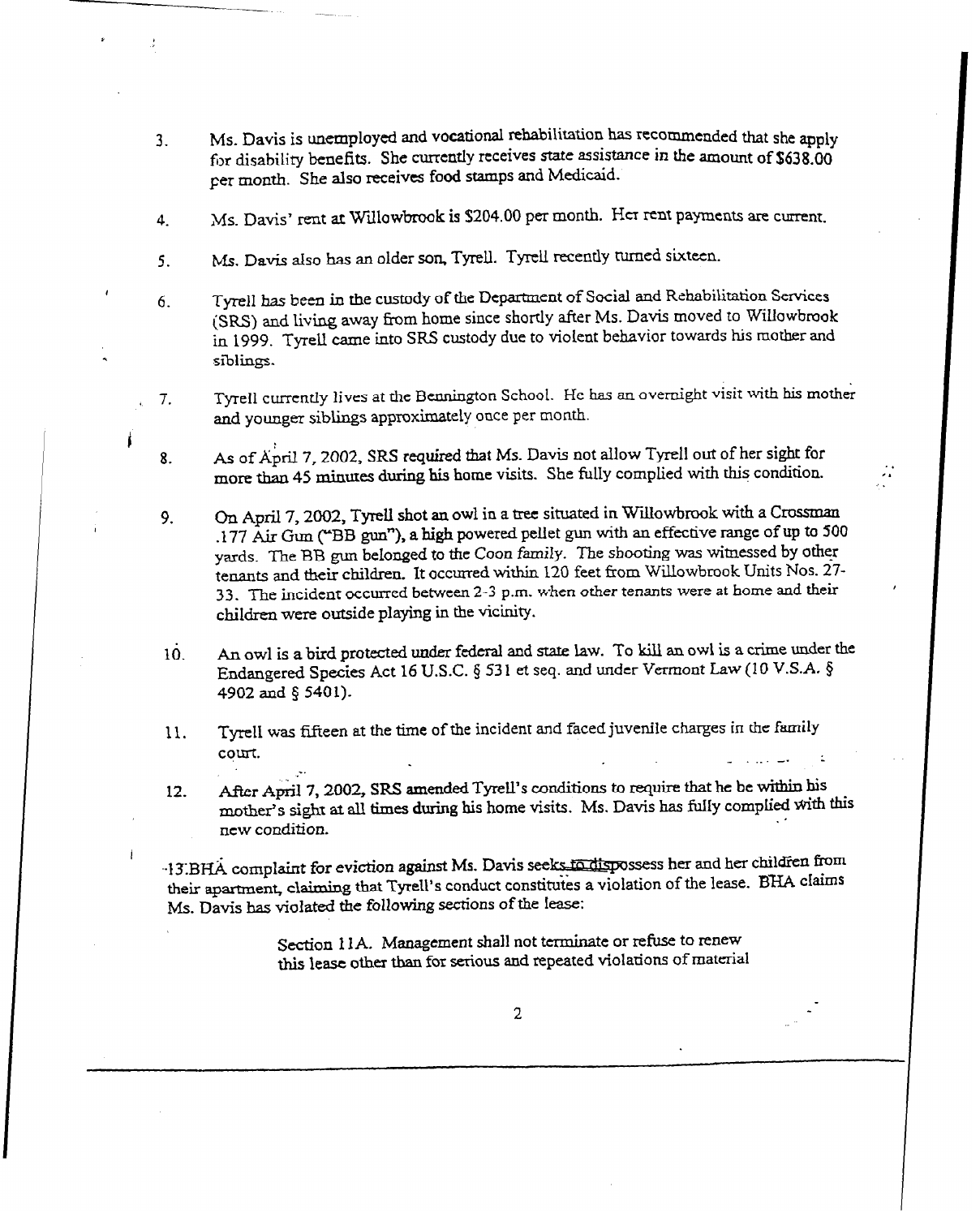3. Ms. Davis is unemployed and vocational rehabilitation has recommended that she apply for disability benefits. She currently receives state assistance in the amount of $638.00 per month. She also receives food stamps and Medicaid.

4. Ms. Davis' rent at Willowbrook is $204.00 per month. Her rent payments are current.

5. Ms. Davis also has an older son, Tyrell. Tyrell recently turned sixteen.

6. Tyrell has been in the custody of the Department of Social and Rehabilitation Services (SRS) and living away from home since shortly after Ms. Davis moved to Willowbrook in 1999. Tyrell came into SRS custody due to violent behavior towards his mother and siblings.

7. Tyrell currently lives at the Bennington School. He has an overnight visit with his mother and younger siblings approximately once per month.

8. As of April 7, 2002, SRS required that Ms. Davis not allow Tyrell out of her sight for more than 45 minutes during his home visits. She fully complied with this condition.

9. On April 7, 2002, Tyrell shot an owl in a tree situated in Willowbrook with a Crossman .177 Air Gun ("BB gun"), a high powered pellet gun with an effective range of up to 500 yards. The BB gun belonged to the Coon family. The shooting was witnessed by other tenants and their children. It occurred within 120 feet from Willowbrook Units Nos. 27-33. The incident occurred between 2-3 p.m. when other tenants were at home and their children were outside playing in the vicinity.

10. An owl is a bird protected under federal and state law. To kill an owl is a crime under the Endangered Species Act 16 U.S.C. § 531 et seq. and under Vermont Law (10 V.S.A. § 4902 and § 5401).

11. Tyrell was fifteen at the time of the incident and faced juvenile charges in the family court.

12. After April 7, 2002, SRS amended Tyrell's conditions to require that he be within his mother's sight at all times during his home visits. Ms. Davis has fully complied with this new condition.

13. BHA complaint for eviction against Ms. Davis seeks to dispossess her and her children from their apartment, claiming that Tyrell's conduct constitutes a violation of the lease. BHA claims Ms. Davis has violated the following sections of the lease:

> Section 11A. Management shall not terminate or refuse to renew this lease other than for serious and repeated violations of material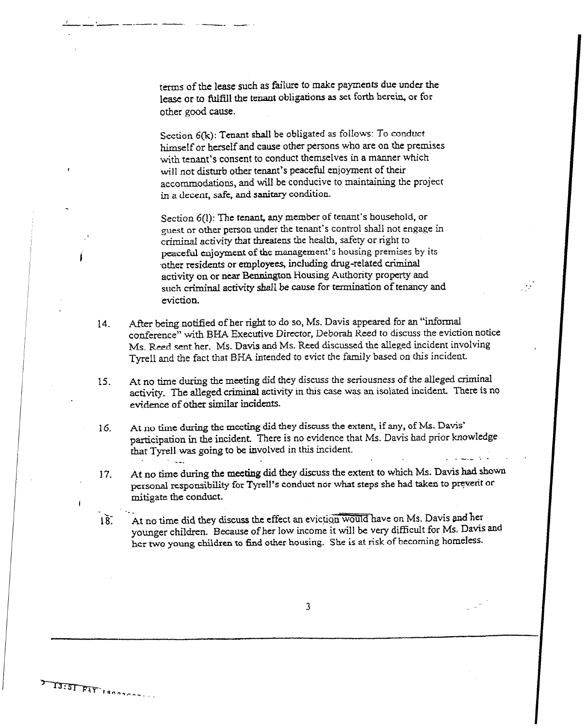terms of the lease such as failure to make payments due under the lease or to fulfill the tenant obligations as set forth herein, or for other good cause.

Section 6(k): Tenant shall be obligated as follows: To conduct himself or herself and cause other persons who are on the premises with tenant's consent to conduct themselves in a manner which will not disturb other tenant's peaceful enjoyment of their accommodations, and will be conducive to maintaining the project in a decent, safe, and sanitary condition.

Section 6(l): The tenant, any member of tenant's household, or guest or other person under the tenant's control shall not engage in criminal activity that threatens the health, safety or right to peaceful enjoyment of the management's housing premises by its other residents or employees, including drug-related criminal activity on or near Bennington Housing Authority property and such criminal activity shall be cause for termination of tenancy and eviction.

14. After being notified of her right to do so, Ms. Davis appeared for an "informal conference" with BHA Executive Director, Deborah Reed to discuss the eviction notice Ms. Reed sent her. Ms. Davis and Ms. Reed discussed the alleged incident involving Tyrell and the fact that BHA intended to evict the family based on this incident.

15. At no time during the meeting did they discuss the seriousness of the alleged criminal activity. The alleged criminal activity in this case was an isolated incident. There is no evidence of other similar incidents.

16. At no time during the meeting did they discuss the extent, if any, of Ms. Davis' participation in the incident. There is no evidence that Ms. Davis had prior knowledge that Tyrell was going to be involved in this incident.

17. At no time during the meeting did they discuss the extent to which Ms. Davis had shown personal responsibility for Tyrell's conduct nor what steps she had taken to prevent or mitigate the conduct.

18. At no time did they discuss the effect an eviction would have on Ms. Davis and her younger children. Because of her low income it will be very difficult for Ms. Davis and her two young children to find other housing. She is at risk of becoming homeless.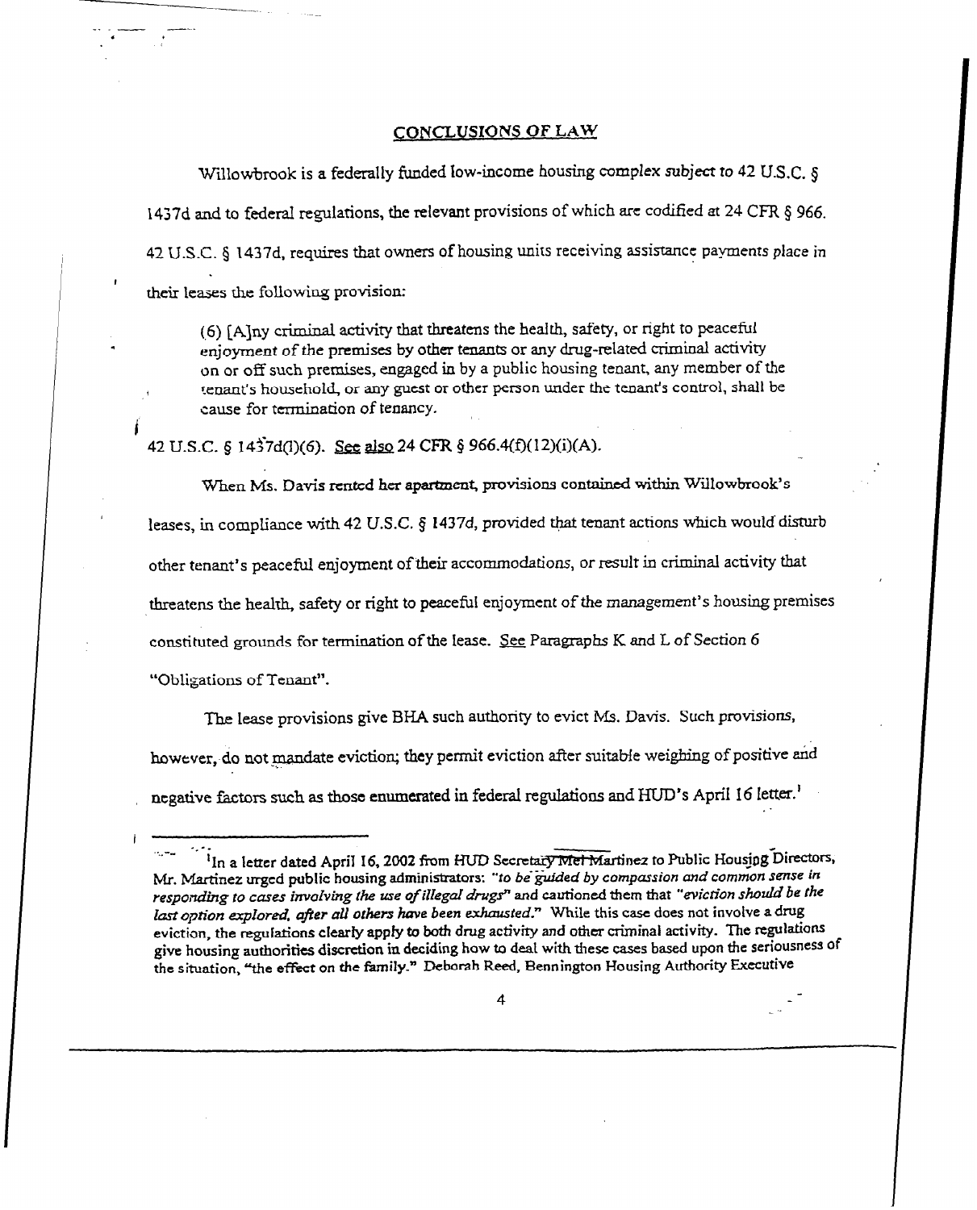## CONCLUSIONS OF LAW

Willowbrook is a federally funded low-income housing complex subject to 42 U.S.C. § 1437d and to federal regulations, the relevant provisions of which are codified at 24 CFR § 966. 42 U.S.C. § 1437d, requires that owners of housing units receiving assistance payments place in their leases the following provision:

> (6) [A]ny criminal activity that threatens the health, safety, or right to peaceful enjoyment of the premises by other tenants or any drug-related criminal activity on or off such premises, engaged in by a public housing tenant, any member of the tenant's household, or any guest or other person under the tenant's control, shall be cause for termination of tenancy.

42 U.S.C. § 1437d(l)(6). See also 24 CFR § 966.4(f)(12)(i)(A).

When Ms. Davis rented her apartment, provisions contained within Willowbrook's leases, in compliance with 42 U.S.C. § 1437d, provided that tenant actions which would disturb other tenant's peaceful enjoyment of their accommodations, or result in criminal activity that threatens the health, safety or right to peaceful enjoyment of the management's housing premises constituted grounds for termination of the lease. See Paragraphs K and L of Section 6 "Obligations of Tenant".

The lease provisions give BHA such authority to evict Ms. Davis. Such provisions, however, do not mandate eviction; they permit eviction after suitable weighing of positive and negative factors such as those enumerated in federal regulations and HUD's April 16 letter.[1]

[1] In a letter dated April 16, 2002 from HUD Secretary Mel Martinez to Public Housing Directors, Mr. Martinez urged public housing administrators: *"to be guided by compassion and common sense in responding to cases involving the use of illegal drugs"* and cautioned them that *"eviction should be the last option explored, after all others have been exhausted."* While this case does not involve a drug eviction, the regulations clearly apply to both drug activity and other criminal activity. The regulations give housing authorities discretion in deciding how to deal with these cases based upon the seriousness of the situation, "the effect on the family." Deborah Reed, Bennington Housing Authority Executive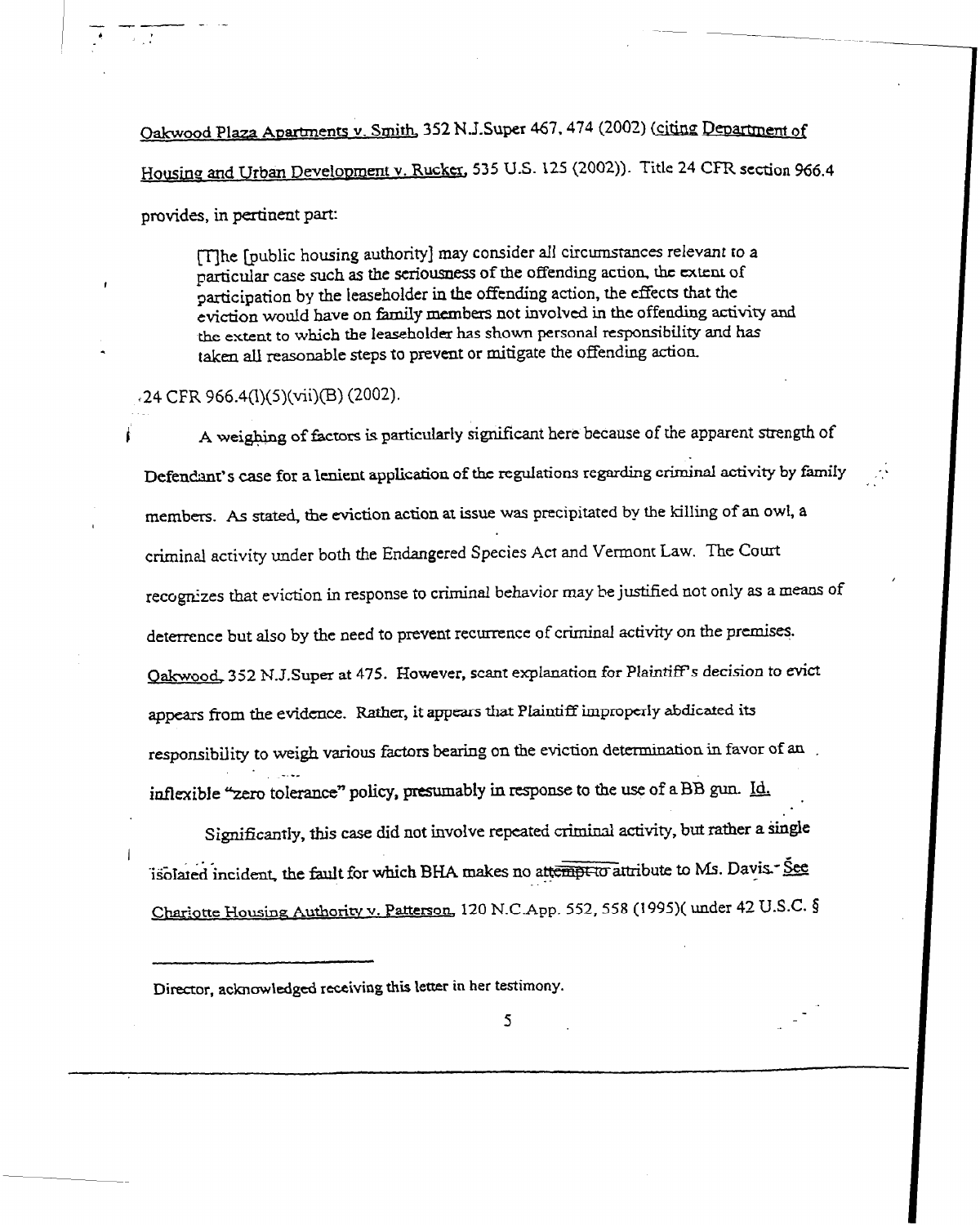Oakwood Plaza Apartments v. Smith, 352 N.J.Super 467, 474 (2002) (citing Department of Housing and Urban Development v. Rucker, 535 U.S. 125 (2002)). Title 24 CFR section 966.4 provides, in pertinent part:

> [T]he [public housing authority] may consider all circumstances relevant to a particular case such as the seriousness of the offending action, the extent of participation by the leaseholder in the offending action, the effects that the eviction would have on family members not involved in the offending activity and the extent to which the leaseholder has shown personal responsibility and has taken all reasonable steps to prevent or mitigate the offending action.

24 CFR 966.4(l)(5)(vii)(B) (2002).

A weighing of factors is particularly significant here because of the apparent strength of Defendant's case for a lenient application of the regulations regarding criminal activity by family members. As stated, the eviction action at issue was precipitated by the killing of an owl, a criminal activity under both the Endangered Species Act and Vermont Law. The Court recognizes that eviction in response to criminal behavior may be justified not only as a means of deterrence but also by the need to prevent recurrence of criminal activity on the premises. Oakwood, 352 N.J.Super at 475. However, scant explanation for Plaintiff's decision to evict appears from the evidence. Rather, it appears that Plaintiff improperly abdicated its responsibility to weigh various factors bearing on the eviction determination in favor of an inflexible "zero tolerance" policy, presumably in response to the use of a BB gun. Id.

Significantly, this case did not involve repeated criminal activity, but rather a single isolated incident, the fault for which BHA makes no attempt to attribute to Ms. Davis. See Charlotte Housing Authority v. Patterson, 120 N.C.App. 552, 558 (1995)( under 42 U.S.C. §

---

Director, acknowledged receiving this letter in her testimony.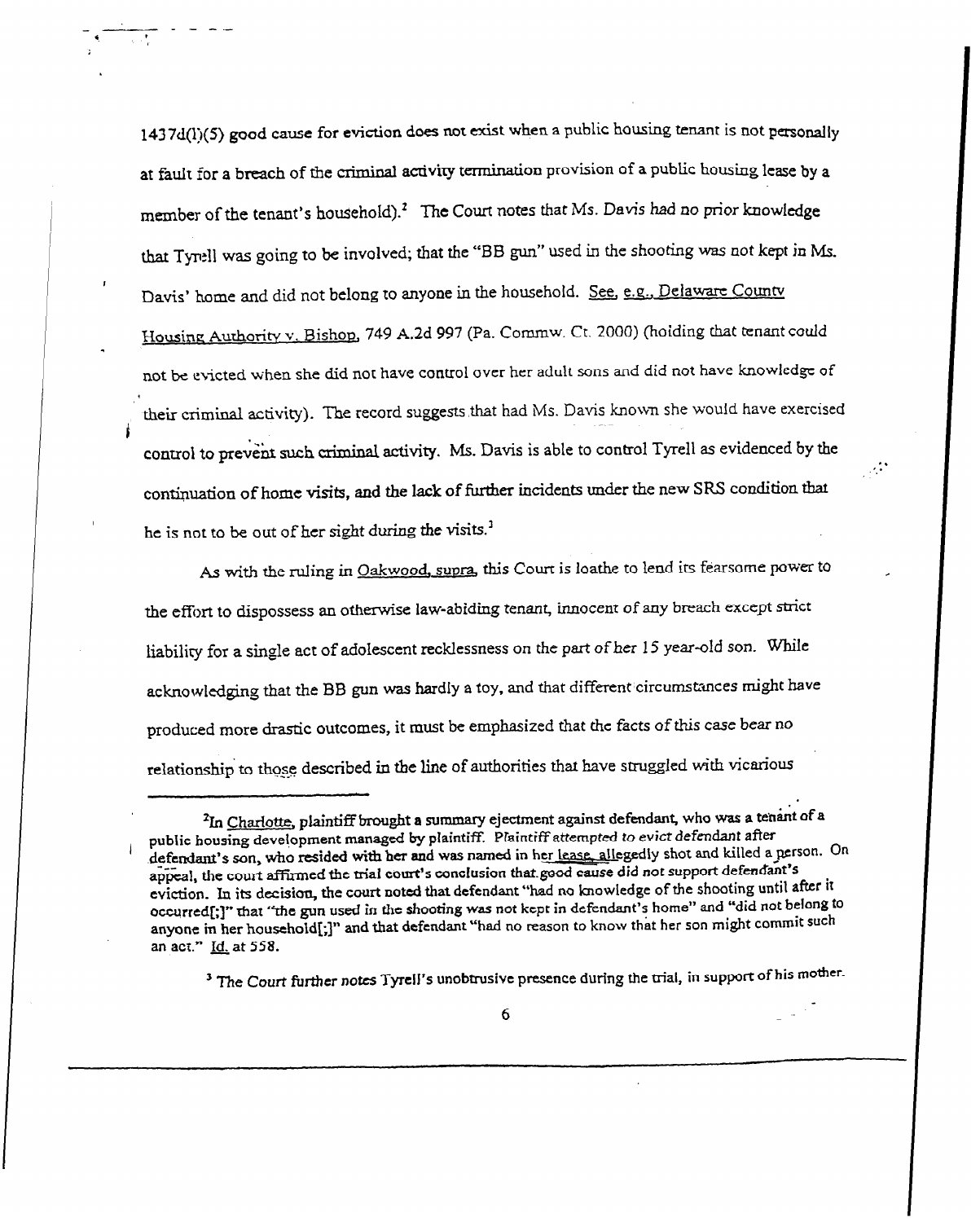1437d(l)(5) good cause for eviction does not exist when a public housing tenant is not personally at fault for a breach of the criminal activity termination provision of a public housing lease by a member of the tenant's household).[2] The Court notes that Ms. Davis had no prior knowledge that Tyrell was going to be involved; that the "BB gun" used in the shooting was not kept in Ms. Davis' home and did not belong to anyone in the household. See, e.g., Delaware County Housing Authority v. Bishop, 749 A.2d 997 (Pa. Commw. Ct. 2000) (holding that tenant could not be evicted when she did not have control over her adult sons and did not have knowledge of their criminal activity). The record suggests that had Ms. Davis known she would have exercised control to prevent such criminal activity. Ms. Davis is able to control Tyrell as evidenced by the continuation of home visits, and the lack of further incidents under the new SRS condition that he is not to be out of her sight during the visits.[3]

As with the ruling in Oakwood, supra, this Court is loathe to lend its fearsome power to the effort to dispossess an otherwise law-abiding tenant, innocent of any breach except strict liability for a single act of adolescent recklessness on the part of her 15 year-old son. While acknowledging that the BB gun was hardly a toy, and that different circumstances might have produced more drastic outcomes, it must be emphasized that the facts of this case bear no relationship to those described in the line of authorities that have struggled with vicarious

---

[2] In Charlotte, plaintiff brought a summary ejectment against defendant, who was a tenant of a public housing development managed by plaintiff. Plaintiff attempted to evict defendant after defendant's son, who resided with her and was named in her lease, allegedly shot and killed a person. On appeal, the court affirmed the trial court's conclusion that good cause did not support defendant's eviction. In its decision, the court noted that defendant "had no knowledge of the shooting until after it occurred[;]" that "the gun used in the shooting was not kept in defendant's home" and "did not belong to anyone in her household[;]" and that defendant "had no reason to know that her son might commit such an act." Id. at 558.

[3] The Court further notes Tyrell's unobtrusive presence during the trial, in support of his mother.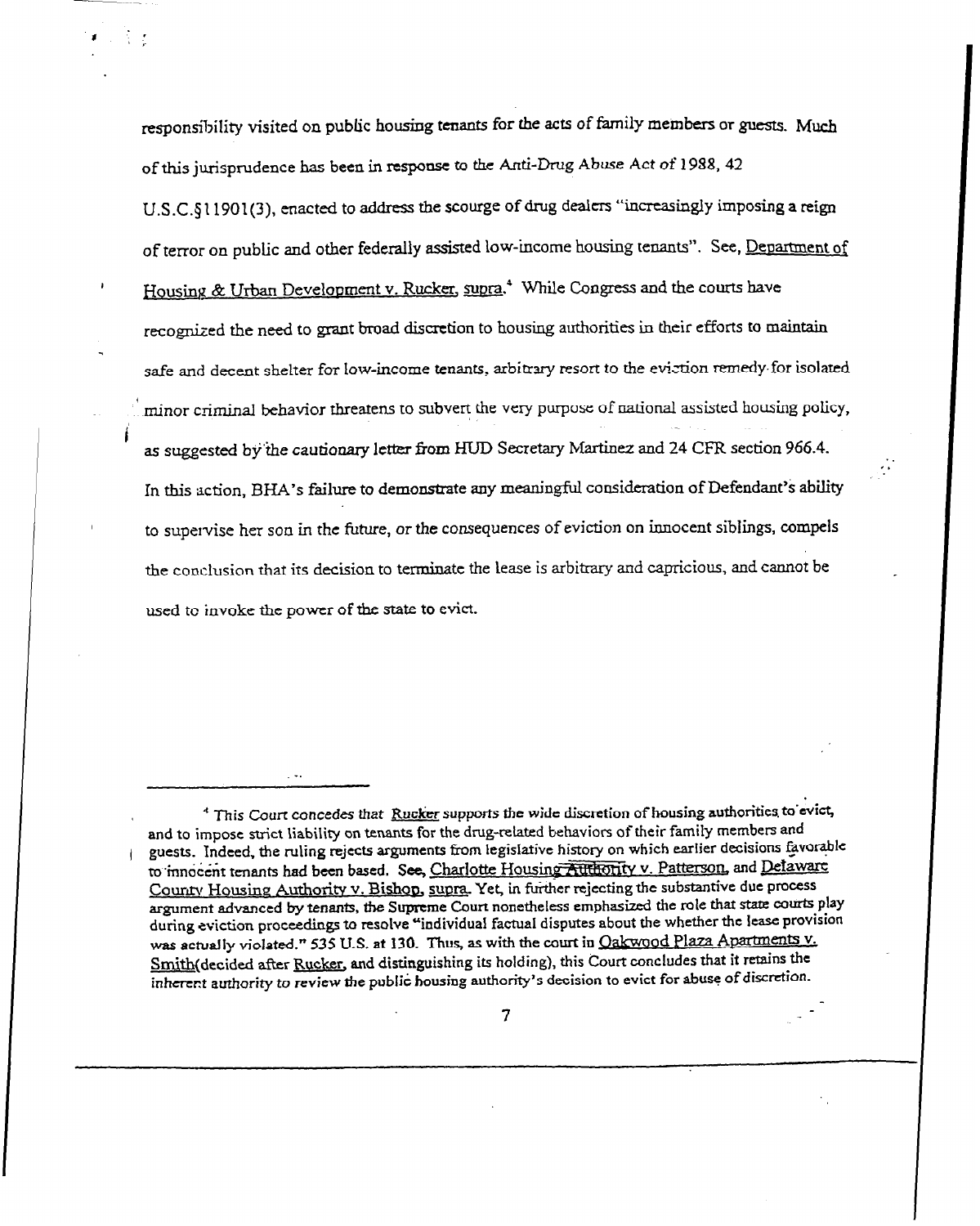responsibility visited on public housing tenants for the acts of family members or guests. Much of this jurisprudence has been in response to the Anti-Drug Abuse Act of 1988, 42 U.S.C.§11901(3), enacted to address the scourge of drug dealers "increasingly imposing a reign of terror on public and other federally assisted low-income housing tenants". See, Department of Housing & Urban Development v. Rucker, supra.[4] While Congress and the courts have recognized the need to grant broad discretion to housing authorities in their efforts to maintain safe and decent shelter for low-income tenants, arbitrary resort to the eviction remedy for isolated minor criminal behavior threatens to subvert the very purpose of national assisted housing policy, as suggested by the cautionary letter from HUD Secretary Martinez and 24 CFR section 966.4. In this action, BHA's failure to demonstrate any meaningful consideration of Defendant's ability to supervise her son in the future, or the consequences of eviction on innocent siblings, compels the conclusion that its decision to terminate the lease is arbitrary and capricious, and cannot be used to invoke the power of the state to evict.

---

[4] This Court concedes that Rucker supports the wide discretion of housing authorities to evict, and to impose strict liability on tenants for the drug-related behaviors of their family members and guests. Indeed, the ruling rejects arguments from legislative history on which earlier decisions favorable to innocent tenants had been based. See, Charlotte Housing Authority v. Patterson, and Delaware County Housing Authority v. Bishop, supra. Yet, in further rejecting the substantive due process argument advanced by tenants, the Supreme Court nonetheless emphasized the role that state courts play during eviction proceedings to resolve "individual factual disputes about the whether the lease provision was actually violated." 535 U.S. at 130. Thus, as with the court in Oakwood Plaza Apartments v. Smith(decided after Rucker, and distinguishing its holding), this Court concludes that it retains the inherent authority to review the public housing authority's decision to evict for abuse of discretion.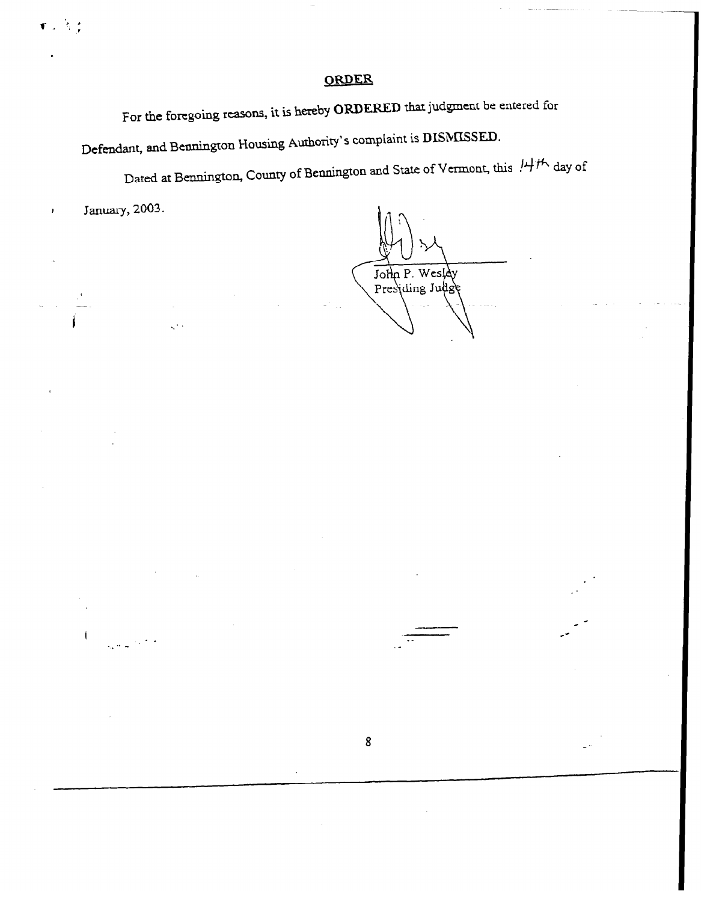## ORDER

For the foregoing reasons, it is hereby **ORDERED** that judgment be entered for Defendant, and Bennington Housing Authority's complaint is **DISMISSED**.

Dated at Bennington, County of Bennington and State of Vermont, this 14th day of January, 2003.

John P. Wesley
Presiding Judge